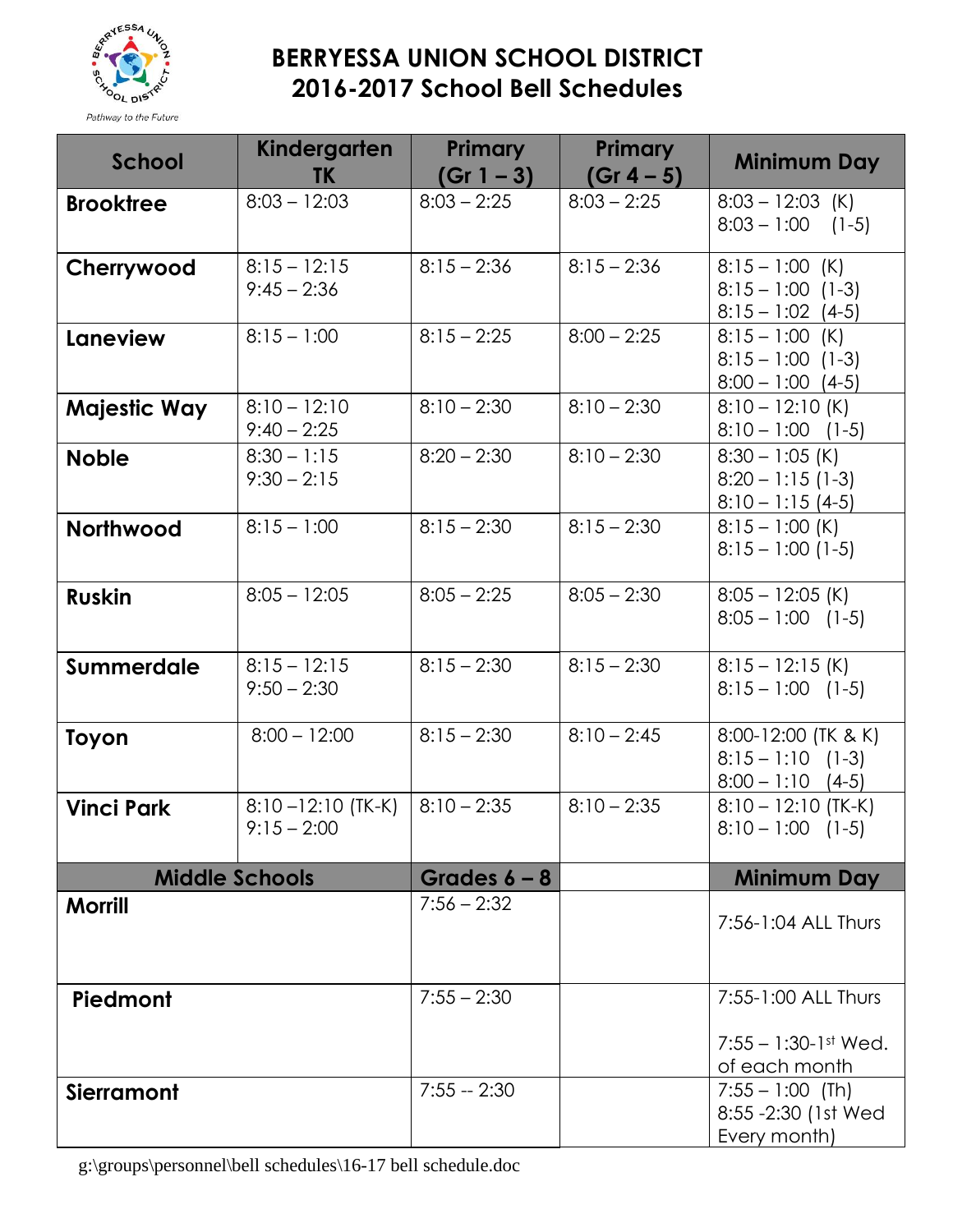# BERRYESSA UNION SCHOOL DISTRICT
# 2016-2017 School Bell Schedules

Pathway to the Future

| School | Kindergarten TK | Primary (Gr 1 – 3) | Primary (Gr 4 – 5) | Minimum Day |
|---|---|---|---|---|
| **Brooktree** | 8:03 – 12:03 | 8:03 – 2:25 | 8:03 – 2:25 | 8:03 – 12:03 (K)<br>8:03 – 1:00 (1-5) |
| **Cherrywood** | 8:15 – 12:15<br>9:45 – 2:36 | 8:15 – 2:36 | 8:15 – 2:36 | 8:15 – 1:00 (K)<br>8:15 – 1:00 (1-3)<br>8:15 – 1:02 (4-5) |
| **Laneview** | 8:15 – 1:00 | 8:15 – 2:25 | 8:00 – 2:25 | 8:15 – 1:00 (K)<br>8:15 – 1:00 (1-3)<br>8:00 – 1:00 (4-5) |
| **Majestic Way** | 8:10 – 12:10<br>9:40 – 2:25 | 8:10 – 2:30 | 8:10 – 2:30 | 8:10 – 12:10 (K)<br>8:10 – 1:00 (1-5) |
| **Noble** | 8:30 – 1:15<br>9:30 – 2:15 | 8:20 – 2:30 | 8:10 – 2:30 | 8:30 – 1:05 (K)<br>8:20 – 1:15 (1-3)<br>8:10 – 1:15 (4-5) |
| **Northwood** | 8:15 – 1:00 | 8:15 – 2:30 | 8:15 – 2:30 | 8:15 – 1:00 (K)<br>8:15 – 1:00 (1-5) |
| **Ruskin** | 8:05 – 12:05 | 8:05 – 2:25 | 8:05 – 2:30 | 8:05 – 12:05 (K)<br>8:05 – 1:00 (1-5) |
| **Summerdale** | 8:15 – 12:15<br>9:50 – 2:30 | 8:15 – 2:30 | 8:15 – 2:30 | 8:15 – 12:15 (K)<br>8:15 – 1:00 (1-5) |
| **Toyon** | 8:00 – 12:00 | 8:15 – 2:30 | 8:10 – 2:45 | 8:00-12:00 (TK & K)<br>8:15 – 1:10 (1-3)<br>8:00 – 1:10 (4-5) |
| **Vinci Park** | 8:10 –12:10 (TK-K)<br>9:15 – 2:00 | 8:10 – 2:35 | 8:10 – 2:35 | 8:10 – 12:10 (TK-K)<br>8:10 – 1:00 (1-5) |
| **Middle Schools** | | **Grades 6 – 8** | | **Minimum Day** |
| **Morrill** | | 7:56 – 2:32 | | 7:56-1:04 ALL Thurs |
| **Piedmont** | | 7:55 – 2:30 | | 7:55-1:00 ALL Thurs<br>7:55 – 1:30-1st Wed. of each month |
| **Sierramont** | | 7:55 -- 2:30 | | 7:55 – 1:00 (Th)<br>8:55 -2:30 (1st Wed Every month) |

g:\groups\personnel\bell schedules\16-17 bell schedule.doc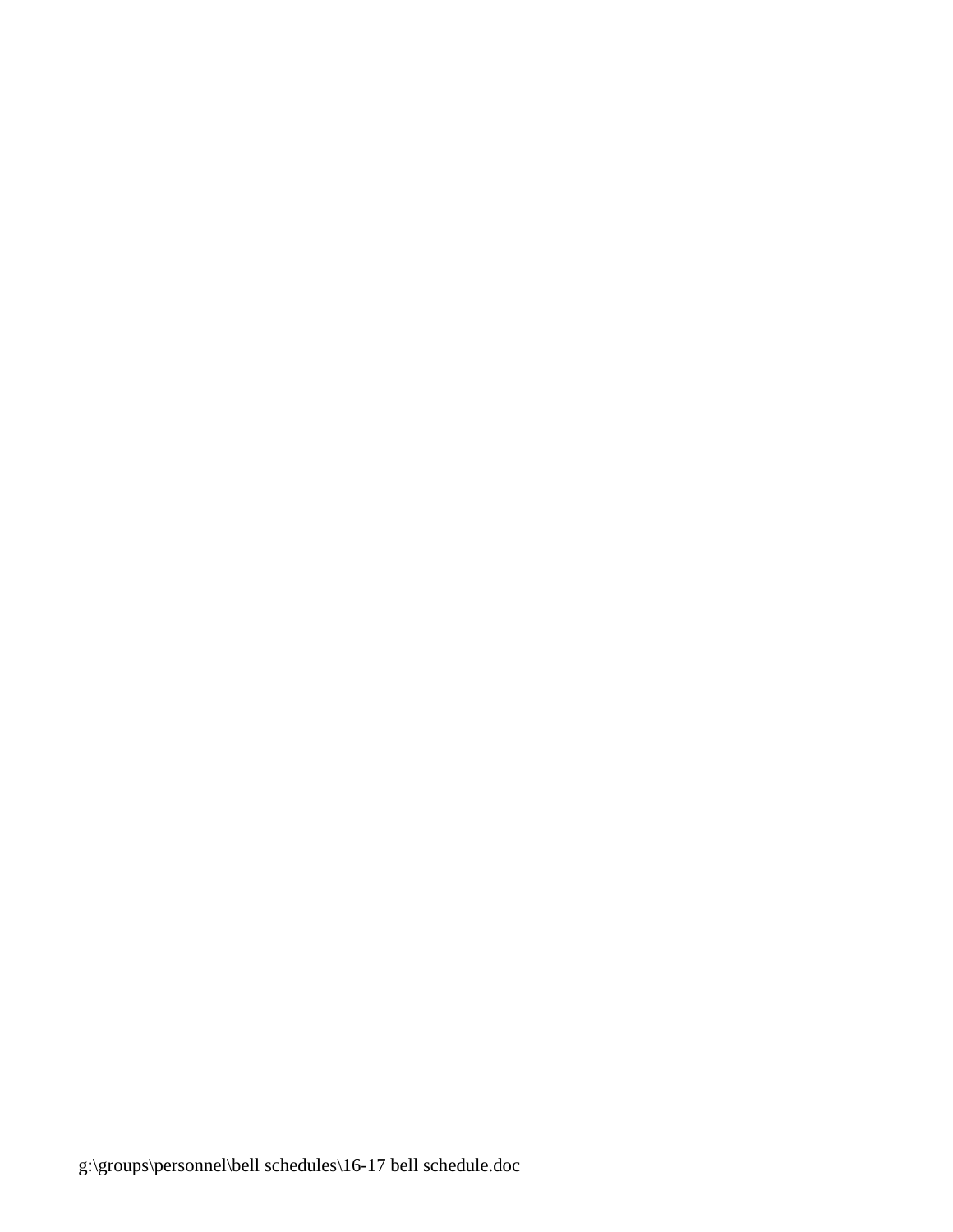g:\groups\personnel\bell schedules\16-17 bell schedule.doc